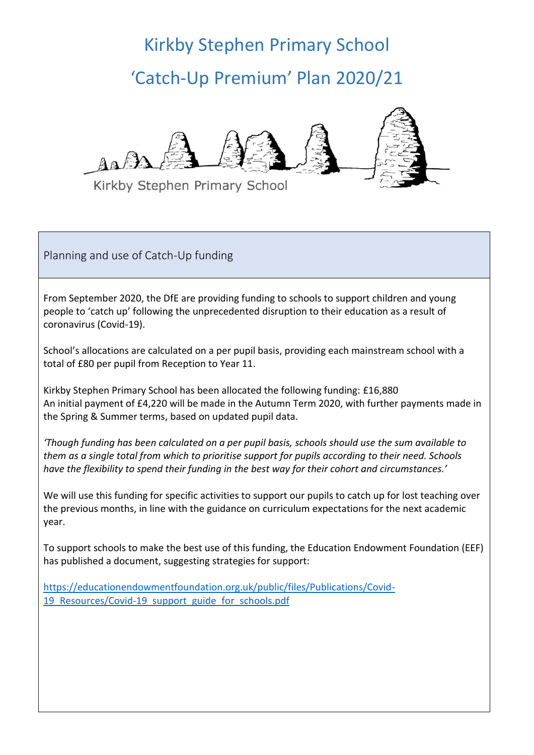# Kirkby Stephen Primary School

# 'Catch-Up Premium' Plan 2020/21

Kirkby Stephen Primary School

## Planning and use of Catch-Up funding

From September 2020, the DfE are providing funding to schools to support children and young people to 'catch up' following the unprecedented disruption to their education as a result of coronavirus (Covid-19).

School's allocations are calculated on a per pupil basis, providing each mainstream school with a total of £80 per pupil from Reception to Year 11.

Kirkby Stephen Primary School has been allocated the following funding: £16,880
An initial payment of £4,220 will be made in the Autumn Term 2020, with further payments made in the Spring & Summer terms, based on updated pupil data.

*'Though funding has been calculated on a per pupil basis, schools should use the sum available to them as a single total from which to prioritise support for pupils according to their need. Schools have the flexibility to spend their funding in the best way for their cohort and circumstances.'*

We will use this funding for specific activities to support our pupils to catch up for lost teaching over the previous months, in line with the guidance on curriculum expectations for the next academic year.

To support schools to make the best use of this funding, the Education Endowment Foundation (EEF) has published a document, suggesting strategies for support:

https://educationendowmentfoundation.org.uk/public/files/Publications/Covid-19_Resources/Covid-19_support_guide_for_schools.pdf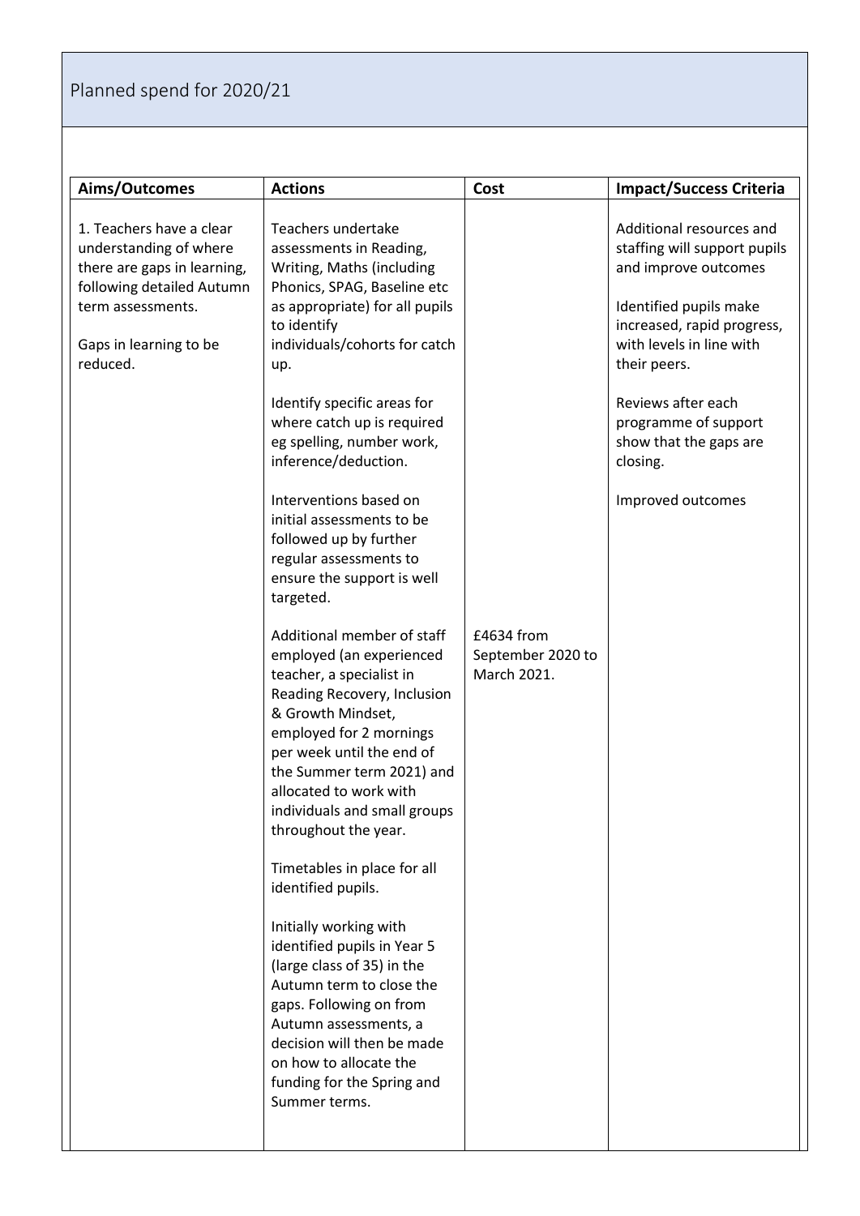## Planned spend for 2020/21

| Aims/Outcomes | Actions | Cost | Impact/Success Criteria |
|---|---|---|---|
| 1. Teachers have a clear understanding of where there are gaps in learning, following detailed Autumn term assessments.<br><br>Gaps in learning to be reduced. | Teachers undertake assessments in Reading, Writing, Maths (including Phonics, SPAG, Baseline etc as appropriate) for all pupils to identify individuals/cohorts for catch up.<br><br>Identify specific areas for where catch up is required eg spelling, number work, inference/deduction.<br><br>Interventions based on initial assessments to be followed up by further regular assessments to ensure the support is well targeted.<br><br>Additional member of staff employed (an experienced teacher, a specialist in Reading Recovery, Inclusion & Growth Mindset, employed for 2 mornings per week until the end of the Summer term 2021) and allocated to work with individuals and small groups throughout the year.<br><br>Timetables in place for all identified pupils.<br><br>Initially working with identified pupils in Year 5 (large class of 35) in the Autumn term to close the gaps. Following on from Autumn assessments, a decision will then be made on how to allocate the funding for the Spring and Summer terms. | £4634 from September 2020 to March 2021. | Additional resources and staffing will support pupils and improve outcomes<br><br>Identified pupils make increased, rapid progress, with levels in line with their peers.<br><br>Reviews after each programme of support show that the gaps are closing.<br><br>Improved outcomes |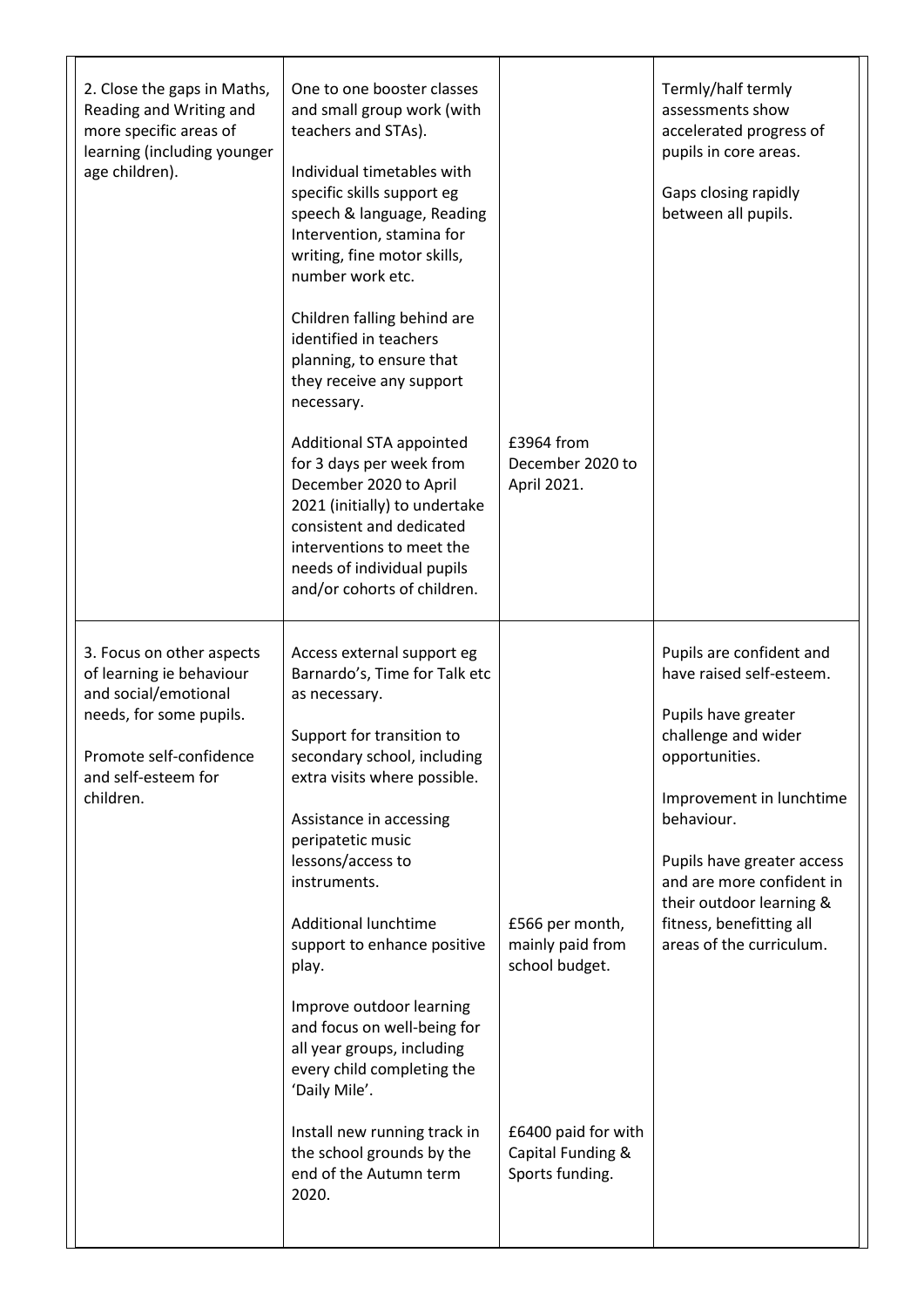| | | | |
|---|---|---|---|
| 2. Close the gaps in Maths, Reading and Writing and more specific areas of learning (including younger age children). | One to one booster classes and small group work (with teachers and STAs).<br><br>Individual timetables with specific skills support eg speech & language, Reading Intervention, stamina for writing, fine motor skills, number work etc.<br><br>Children falling behind are identified in teachers planning, to ensure that they receive any support necessary.<br><br>Additional STA appointed for 3 days per week from December 2020 to April 2021 (initially) to undertake consistent and dedicated interventions to meet the needs of individual pupils and/or cohorts of children. | £3964 from December 2020 to April 2021. | Termly/half termly assessments show accelerated progress of pupils in core areas.<br><br>Gaps closing rapidly between all pupils. |
| 3. Focus on other aspects of learning ie behaviour and social/emotional needs, for some pupils.<br><br>Promote self-confidence and self-esteem for children. | Access external support eg Barnardo's, Time for Talk etc as necessary.<br><br>Support for transition to secondary school, including extra visits where possible.<br><br>Assistance in accessing peripatetic music lessons/access to instruments.<br><br>Additional lunchtime support to enhance positive play.<br><br>Improve outdoor learning and focus on well-being for all year groups, including every child completing the 'Daily Mile'.<br><br>Install new running track in the school grounds by the end of the Autumn term 2020. | £566 per month, mainly paid from school budget.<br><br>£6400 paid for with Capital Funding & Sports funding. | Pupils are confident and have raised self-esteem.<br><br>Pupils have greater challenge and wider opportunities.<br><br>Improvement in lunchtime behaviour.<br><br>Pupils have greater access and are more confident in their outdoor learning & fitness, benefitting all areas of the curriculum. |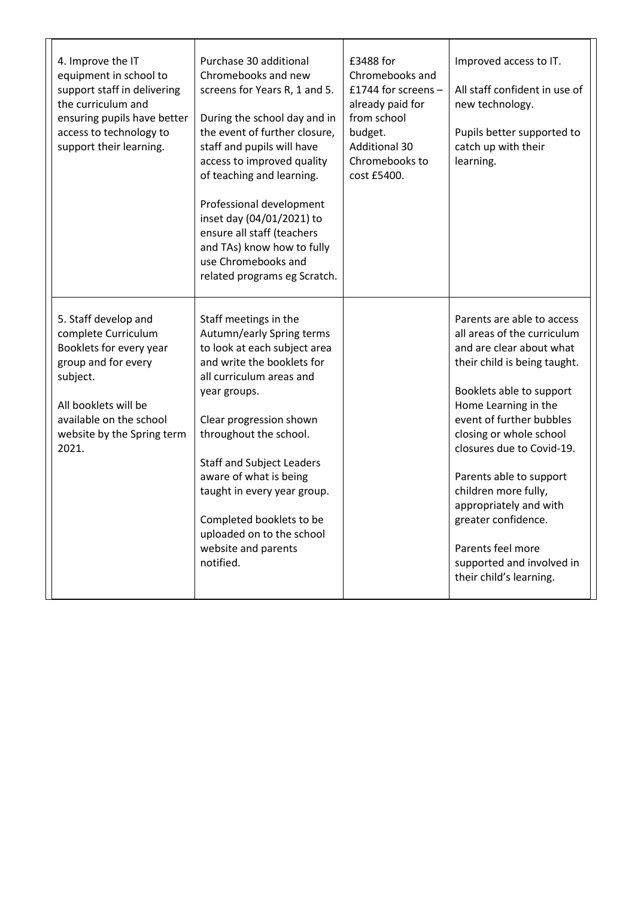| | | | |
|---|---|---|---|
| 4. Improve the IT equipment in school to support staff in delivering the curriculum and ensuring pupils have better access to technology to support their learning. | Purchase 30 additional Chromebooks and new screens for Years R, 1 and 5.<br><br>During the school day and in the event of further closure, staff and pupils will have access to improved quality of teaching and learning.<br><br>Professional development inset day (04/01/2021) to ensure all staff (teachers and TAs) know how to fully use Chromebooks and related programs eg Scratch. | £3488 for Chromebooks and £1744 for screens – already paid for from school budget. Additional 30 Chromebooks to cost £5400. | Improved access to IT.<br><br>All staff confident in use of new technology.<br><br>Pupils better supported to catch up with their learning. |
| 5. Staff develop and complete Curriculum Booklets for every year group and for every subject.<br><br>All booklets will be available on the school website by the Spring term 2021. | Staff meetings in the Autumn/early Spring terms to look at each subject area and write the booklets for all curriculum areas and year groups.<br><br>Clear progression shown throughout the school.<br><br>Staff and Subject Leaders aware of what is being taught in every year group.<br><br>Completed booklets to be uploaded on to the school website and parents notified. | | Parents are able to access all areas of the curriculum and are clear about what their child is being taught.<br><br>Booklets able to support Home Learning in the event of further bubbles closing or whole school closures due to Covid-19.<br><br>Parents able to support children more fully, appropriately and with greater confidence.<br><br>Parents feel more supported and involved in their child's learning. |